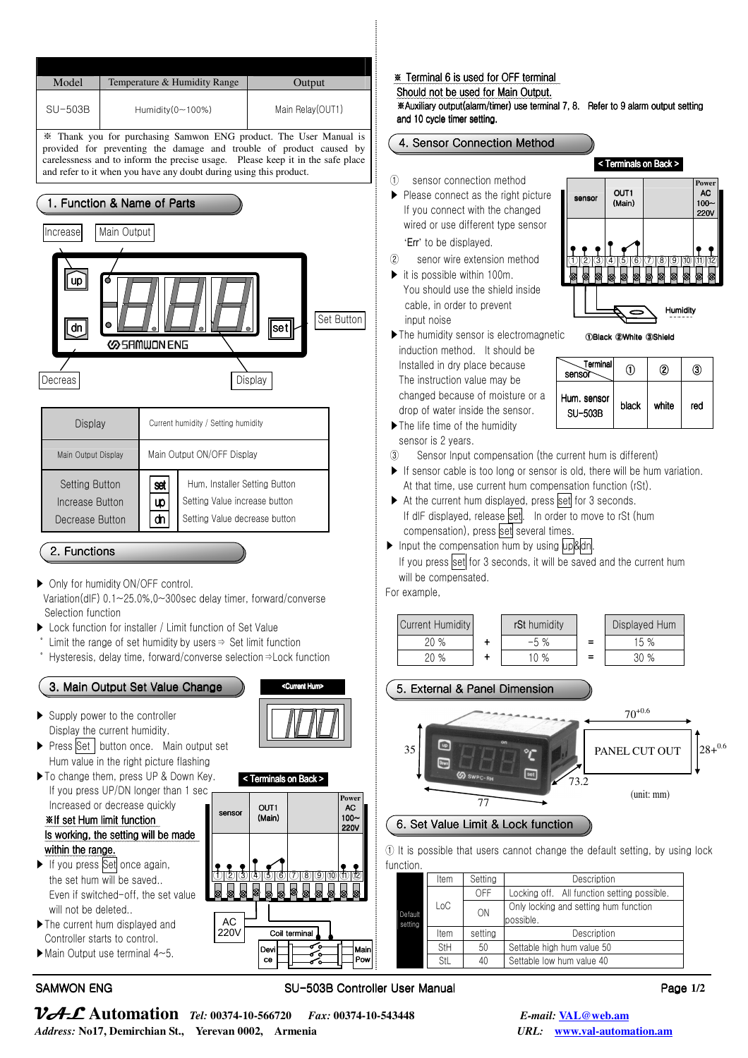| Model | Temperature & Humidity Range | Output |
|---|---|---|
| SU-503B | Humidity(0~100%) | Main Relay(OUT1) |

※ Thank you for purchasing Samwon ENG product. The User Manual is provided for preventing the damage and trouble of product caused by carelessness and to inform the precise usage. Please keep it in the safe place and refer to it when you have any doubt during using this product.

## 1. Function & Name of Parts

Increase | Main Output | Set Button | Decreas | Display

| Display | Current humidity / Setting humidity |
|---|---|
| Main Output Display | Main Output ON/OFF Display |
| Setting Button | set — Hum, Installer Setting Button |
| Increase Button | up — Setting Value increase button |
| Decrease Button | dn — Setting Value decrease button |

## 2. Functions

- Only for humidity ON/OFF control. Variation(dIF) 0.1~25.0%,0~300sec delay timer, forward/converse Selection function
- Lock function for installer / Limit function of Set Value
  - ˚ Limit the range of set humidity by users ⇒ Set limit function
  - ˚ Hysteresis, delay time, forward/converse selection ⇒Lock function

## 3. Main Output Set Value Change

<Current Hum> 100

- Supply power to the controller Display the current humidity.
- Press Set button once. Main output set Hum value in the right picture flashing
- To change them, press UP & Down Key. If you press UP/DN longer than 1 sec Increased or decrease quickly
  **※If set Hum limit function Is working, the setting will be made within the range.**
- If you press Set once again, the set hum will be saved.. Even if switched-off, the set value will not be deleted..
- The current hum displayed and Controller starts to control.
- Main Output use terminal 4~5.

< Terminals on Back >: sensor | OUT1 (Main) | Power AC 100~220V — terminals 1–12; AC 220V; Coil terminal; Device; Main Pow

※ Terminal 6 is used for OFF terminal Should not be used for Main Output.
※Auxiliary output(alarm/timer) use terminal 7, 8. Refer to 9 alarm output setting and 10 cycle timer setting.

## 4. Sensor Connection Method

< Terminals on Back >: sensor | OUT1 (Main) | Power AC 100~220V — terminals 1–12; Humidity

①Black ②White ③Shield

① sensor connection method
- Please connect as the right picture If you connect with the changed wired or use different type sensor 'Err' to be displayed.

② senor wire extension method
- it is possible within 100m. You should use the shield inside cable, in order to prevent input noise
- The humidity sensor is electromagnetic induction method. It should be Installed in dry place because The instruction value may be changed because of moisture or a drop of water inside the sensor.
- The life time of the humidity sensor is 2 years.

| sensor \ Terminal | ① | ② | ③ |
|---|---|---|---|
| Hum. sensor SU-503B | black | white | red |

③ Sensor Input compensation (the current hum is different)
- If sensor cable is too long or sensor is old, there will be hum variation. At that time, use current hum compensation function (rSt).
- At the current hum displayed, press set for 3 seconds. If dIF displayed, release set. In order to move to rSt (hum compensation), press set several times.
- Input the compensation hum by using up&dn. If you press set for 3 seconds, it will be saved and the current hum will be compensated.

For example,

| Current Humidity | | rSt humidity | | Displayed Hum |
|---|---|---|---|---|
| 20 % | + | -5 % | = | 15 % |
| 20 % | + | 10 % | = | 30 % |

## 5. External & Panel Dimension

35 | 77 | 73.2 | PANEL CUT OUT $70^{+0.6}$ | $28^{+0.6}$

(unit: mm)

## 6. Set Value Limit & Lock function

① It is possible that users cannot change the default setting, by using lock function.

| | Item | Setting | Description |
|---|---|---|---|
| Default setting | LoC | OFF | Locking off. All function setting possible. |
| | | ON | Only locking and setting hum function possible. |
| | Item | setting | Description |
| | StH | 50 | Settable high hum value 50 |
| | StL | 40 | Settable low hum value 40 |

SAMWON ENG SU-503B Controller User Manual

VAL Automation Tel: 00374-10-566720 Fax: 00374-10-543448 E-mail: VAL@web.am
Address: No17, Demirchian St., Yerevan 0002, Armenia URL: www.val-automation.am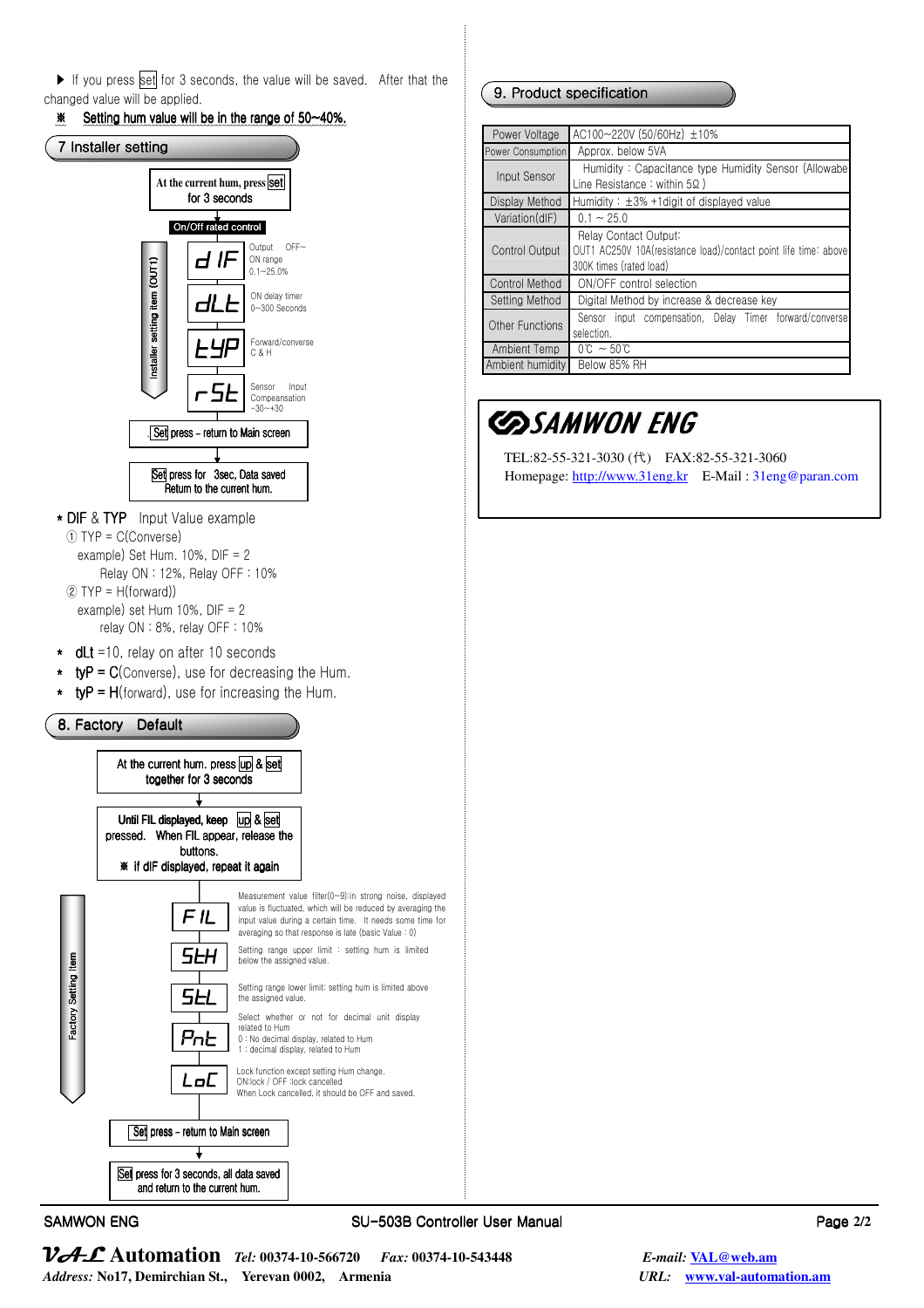▶ If you press set for 3 seconds, the value will be saved. After that the changed value will be applied.

※ Setting hum value will be in the range of 50~40%.

## 7 Installer setting

At the current hum, press set for 3 seconds

On/Off rated control

Installer setting item (OUT1)

- dIF — Output OFF~ ON range 0.1~25.0%
- dLt — ON delay timer 0~300 Seconds
- tYP — Forward/converse C & H
- rSt — Sensor Input Compensation -30~+30

Set press – return to Main screen

Set press for 3sec, Data saved Return to the current hum.

* DIF & TYP Input Value example
  - ① TYP = C(Converse)
    - example) Set Hum. 10%, DIF = 2
    - Relay ON : 12%, Relay OFF : 10%
  - ② TYP = H(forward))
    - example) set Hum 10%, DIF = 2
    - relay ON : 8%, relay OFF : 10%

* dLt =10, relay on after 10 seconds
* tyP = C(Converse), use for decreasing the Hum.
* tyP = H(forward), use for increasing the Hum.

## 8. Factory Default

At the current hum. press up & set together for 3 seconds

Until FIL displayed, keep up & set pressed. When FIL appear, release the buttons.
※ if dIF displayed, repeat it again

Factory Setting Item

- FIL — Measurement value filter(0~9):in strong noise, displayed value is fluctuated, which will be reduced by averaging the input value during a certain time. It needs some time for averaging so that response is late (basic Value : 0)
- StH — Setting range upper limit : setting hum is limited below the assigned value.
- StL — Setting range lower limit: setting hum is limited above the assigned value.
- Pnt — Select whether or not for decimal unit display related to Hum
  - 0 : No decimal display, related to Hum
  - 1 : decimal display, related to Hum
- LoC — Lock function except setting Hum change. ON:lock / OFF :lock cancelled. When Lock cancelled, it should be OFF and saved.

Set press – return to Main screen

Set press for 3 seconds, all data saved and return to the current hum.

## 9. Product specification

| | |
|---|---|
| Power Voltage | AC100~220V (50/60Hz) ±10% |
| Power Consumption | Approx. below 5VA |
| Input Sensor | Humidity : Capacitance type Humidity Sensor (Allowabe Line Resistance : within 5Ω ) |
| Display Method | Humidity : ±3% +1digit of displayed value |
| Variation(dIF) | 0.1 ~ 25.0 |
| Control Output | Relay Contact Output: OUT1 AC250V 10A(resistance load)/contact point life time: above 300K times (rated load) |
| Control Method | ON/OFF control selection |
| Setting Method | Digital Method by increase & decrease key |
| Other Functions | Sensor input compensation, Delay Timer forward/converse selection. |
| Ambient Temp | 0℃ ~ 50℃ |
| Ambient humidity | Below 85% RH |

**SAMWON ENG**

TEL:82-55-321-3030 (代) FAX:82-55-321-3060
Homepage: http://www.31eng.kr E-Mail : 31eng@paran.com

**VAL Automation** *Tel:* 00374-10-566720 *Fax:* 00374-10-543448 *E-mail:* VAL@web.am
*Address:* No17, Demirchian St., Yerevan 0002, Armenia *URL:* www.val-automation.am